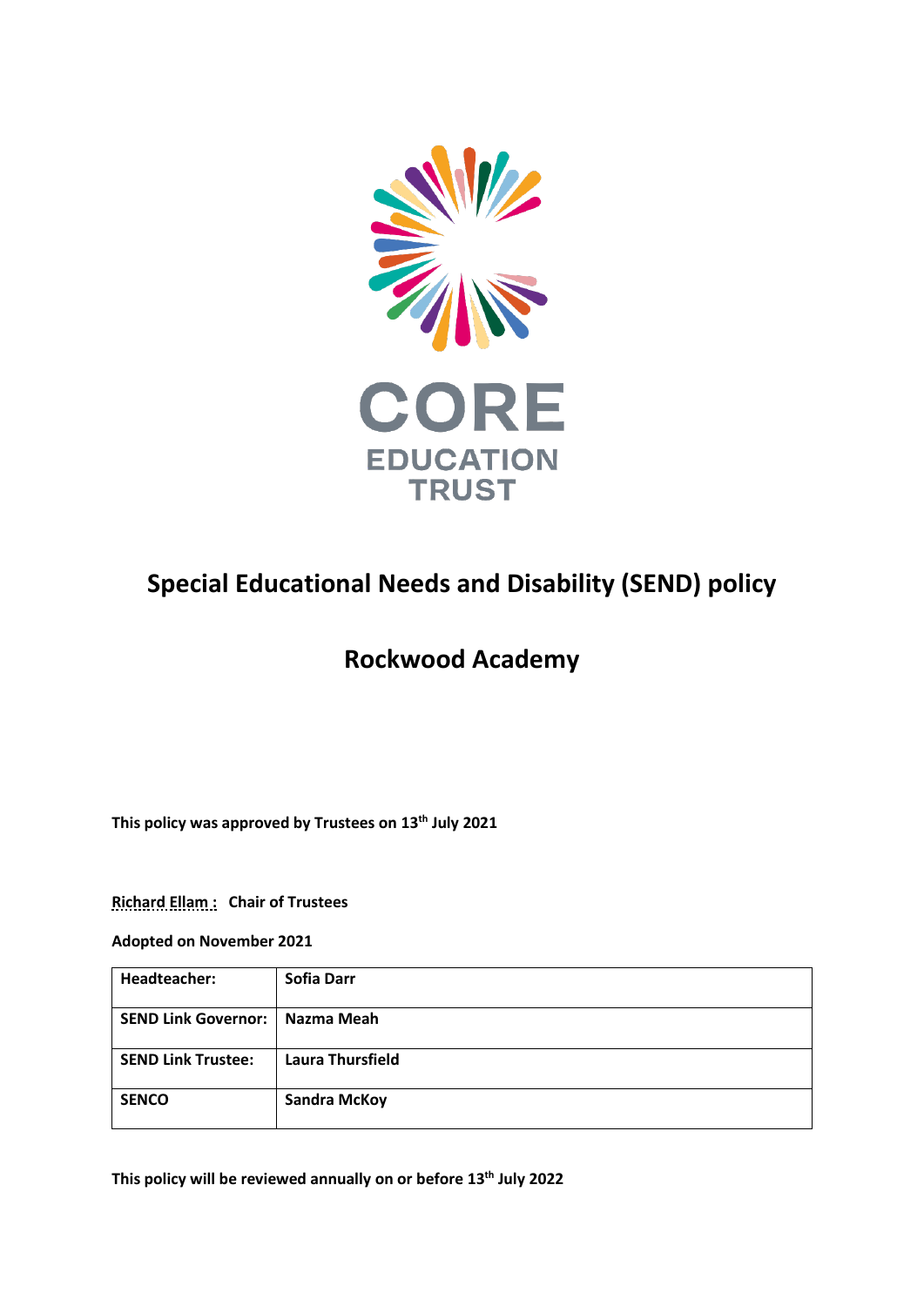CORE
EDUCATION
TRUST

# Special Educational Needs and Disability (SEND) policy

## Rockwood Academy

**This policy was approved by Trustees on 13th July 2021**

**Richard Ellam : Chair of Trustees**

**Adopted on November 2021**

| **Headteacher:** | **Sofia Darr** |
|---|---|
| **SEND Link Governor:** | **Nazma Meah** |
| **SEND Link Trustee:** | **Laura Thursfield** |
| **SENCO** | **Sandra McKoy** |

**This policy will be reviewed annually on or before 13th July 2022**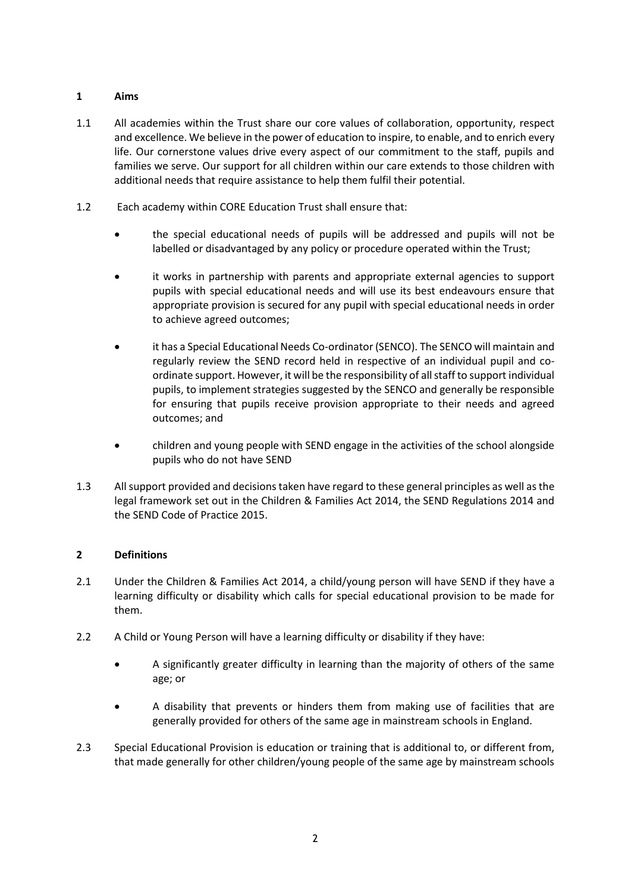## 1 Aims

1.1 All academies within the Trust share our core values of collaboration, opportunity, respect and excellence. We believe in the power of education to inspire, to enable, and to enrich every life. Our cornerstone values drive every aspect of our commitment to the staff, pupils and families we serve. Our support for all children within our care extends to those children with additional needs that require assistance to help them fulfil their potential.

1.2 Each academy within CORE Education Trust shall ensure that:

- the special educational needs of pupils will be addressed and pupils will not be labelled or disadvantaged by any policy or procedure operated within the Trust;
- it works in partnership with parents and appropriate external agencies to support pupils with special educational needs and will use its best endeavours ensure that appropriate provision is secured for any pupil with special educational needs in order to achieve agreed outcomes;
- it has a Special Educational Needs Co-ordinator (SENCO). The SENCO will maintain and regularly review the SEND record held in respective of an individual pupil and co-ordinate support. However, it will be the responsibility of all staff to support individual pupils, to implement strategies suggested by the SENCO and generally be responsible for ensuring that pupils receive provision appropriate to their needs and agreed outcomes; and
- children and young people with SEND engage in the activities of the school alongside pupils who do not have SEND

1.3 All support provided and decisions taken have regard to these general principles as well as the legal framework set out in the Children & Families Act 2014, the SEND Regulations 2014 and the SEND Code of Practice 2015.

## 2 Definitions

2.1 Under the Children & Families Act 2014, a child/young person will have SEND if they have a learning difficulty or disability which calls for special educational provision to be made for them.

2.2 A Child or Young Person will have a learning difficulty or disability if they have:

- A significantly greater difficulty in learning than the majority of others of the same age; or
- A disability that prevents or hinders them from making use of facilities that are generally provided for others of the same age in mainstream schools in England.

2.3 Special Educational Provision is education or training that is additional to, or different from, that made generally for other children/young people of the same age by mainstream schools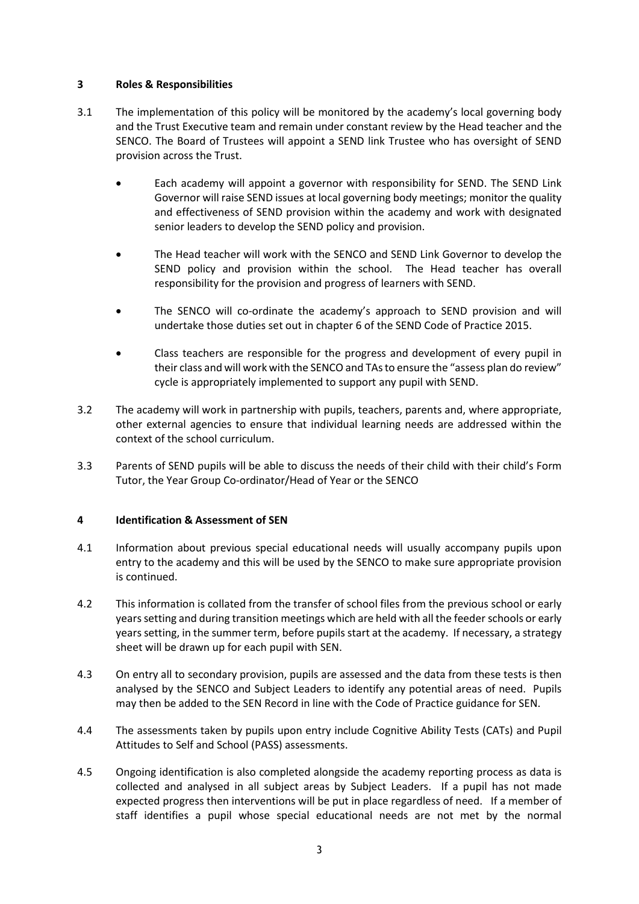## 3 Roles & Responsibilities

3.1 The implementation of this policy will be monitored by the academy's local governing body and the Trust Executive team and remain under constant review by the Head teacher and the SENCO. The Board of Trustees will appoint a SEND link Trustee who has oversight of SEND provision across the Trust.

- Each academy will appoint a governor with responsibility for SEND. The SEND Link Governor will raise SEND issues at local governing body meetings; monitor the quality and effectiveness of SEND provision within the academy and work with designated senior leaders to develop the SEND policy and provision.
- The Head teacher will work with the SENCO and SEND Link Governor to develop the SEND policy and provision within the school. The Head teacher has overall responsibility for the provision and progress of learners with SEND.
- The SENCO will co-ordinate the academy's approach to SEND provision and will undertake those duties set out in chapter 6 of the SEND Code of Practice 2015.
- Class teachers are responsible for the progress and development of every pupil in their class and will work with the SENCO and TAs to ensure the "assess plan do review" cycle is appropriately implemented to support any pupil with SEND.

3.2 The academy will work in partnership with pupils, teachers, parents and, where appropriate, other external agencies to ensure that individual learning needs are addressed within the context of the school curriculum.

3.3 Parents of SEND pupils will be able to discuss the needs of their child with their child's Form Tutor, the Year Group Co-ordinator/Head of Year or the SENCO

## 4 Identification & Assessment of SEN

4.1 Information about previous special educational needs will usually accompany pupils upon entry to the academy and this will be used by the SENCO to make sure appropriate provision is continued.

4.2 This information is collated from the transfer of school files from the previous school or early years setting and during transition meetings which are held with all the feeder schools or early years setting, in the summer term, before pupils start at the academy. If necessary, a strategy sheet will be drawn up for each pupil with SEN.

4.3 On entry all to secondary provision, pupils are assessed and the data from these tests is then analysed by the SENCO and Subject Leaders to identify any potential areas of need. Pupils may then be added to the SEN Record in line with the Code of Practice guidance for SEN.

4.4 The assessments taken by pupils upon entry include Cognitive Ability Tests (CATs) and Pupil Attitudes to Self and School (PASS) assessments.

4.5 Ongoing identification is also completed alongside the academy reporting process as data is collected and analysed in all subject areas by Subject Leaders. If a pupil has not made expected progress then interventions will be put in place regardless of need. If a member of staff identifies a pupil whose special educational needs are not met by the normal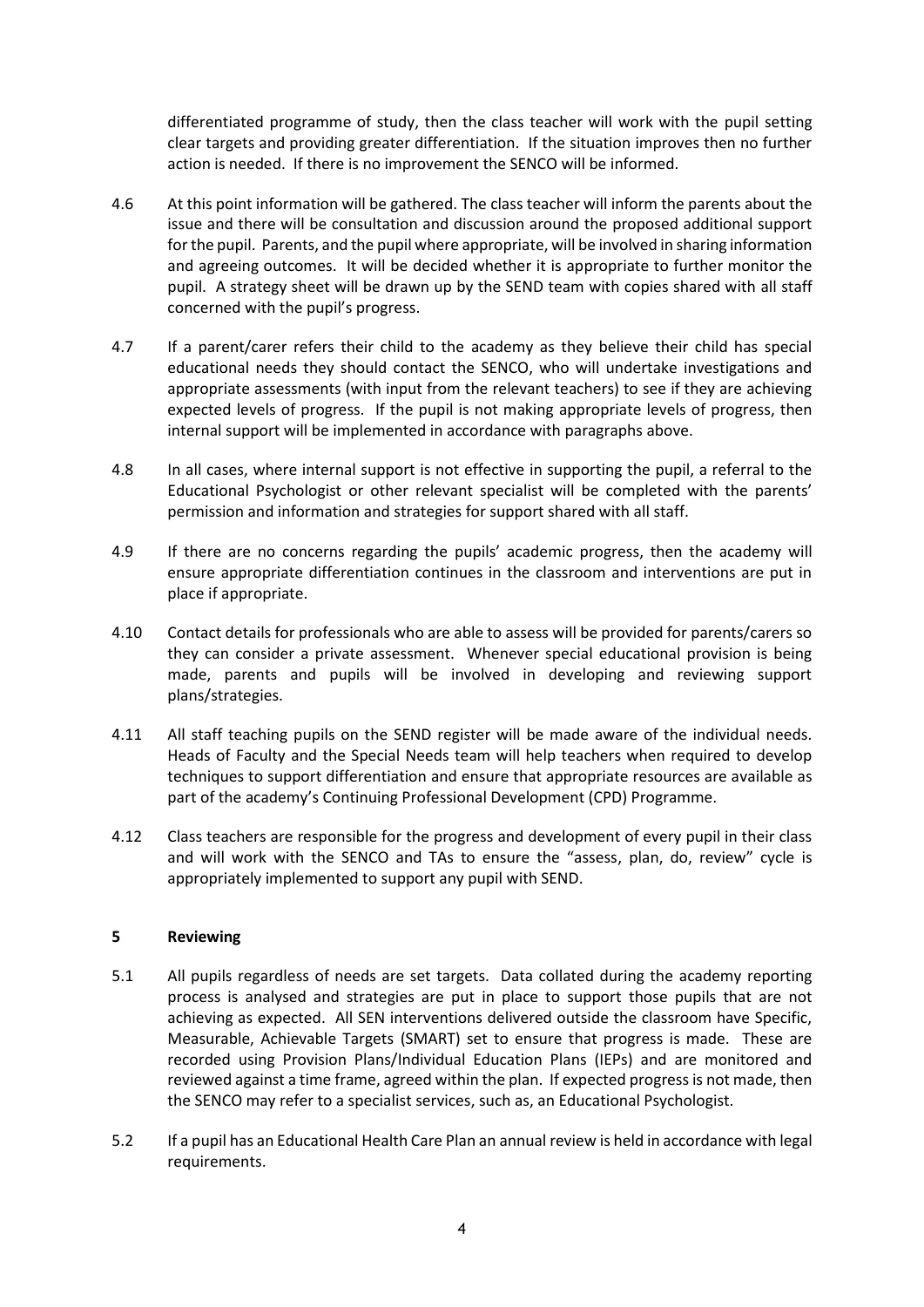differentiated programme of study, then the class teacher will work with the pupil setting clear targets and providing greater differentiation. If the situation improves then no further action is needed. If there is no improvement the SENCO will be informed.

4.6 At this point information will be gathered. The class teacher will inform the parents about the issue and there will be consultation and discussion around the proposed additional support for the pupil. Parents, and the pupil where appropriate, will be involved in sharing information and agreeing outcomes. It will be decided whether it is appropriate to further monitor the pupil. A strategy sheet will be drawn up by the SEND team with copies shared with all staff concerned with the pupil's progress.

4.7 If a parent/carer refers their child to the academy as they believe their child has special educational needs they should contact the SENCO, who will undertake investigations and appropriate assessments (with input from the relevant teachers) to see if they are achieving expected levels of progress. If the pupil is not making appropriate levels of progress, then internal support will be implemented in accordance with paragraphs above.

4.8 In all cases, where internal support is not effective in supporting the pupil, a referral to the Educational Psychologist or other relevant specialist will be completed with the parents' permission and information and strategies for support shared with all staff.

4.9 If there are no concerns regarding the pupils' academic progress, then the academy will ensure appropriate differentiation continues in the classroom and interventions are put in place if appropriate.

4.10 Contact details for professionals who are able to assess will be provided for parents/carers so they can consider a private assessment. Whenever special educational provision is being made, parents and pupils will be involved in developing and reviewing support plans/strategies.

4.11 All staff teaching pupils on the SEND register will be made aware of the individual needs. Heads of Faculty and the Special Needs team will help teachers when required to develop techniques to support differentiation and ensure that appropriate resources are available as part of the academy's Continuing Professional Development (CPD) Programme.

4.12 Class teachers are responsible for the progress and development of every pupil in their class and will work with the SENCO and TAs to ensure the "assess, plan, do, review" cycle is appropriately implemented to support any pupil with SEND.

## 5 Reviewing

5.1 All pupils regardless of needs are set targets. Data collated during the academy reporting process is analysed and strategies are put in place to support those pupils that are not achieving as expected. All SEN interventions delivered outside the classroom have Specific, Measurable, Achievable Targets (SMART) set to ensure that progress is made. These are recorded using Provision Plans/Individual Education Plans (IEPs) and are monitored and reviewed against a time frame, agreed within the plan. If expected progress is not made, then the SENCO may refer to a specialist services, such as, an Educational Psychologist.

5.2 If a pupil has an Educational Health Care Plan an annual review is held in accordance with legal requirements.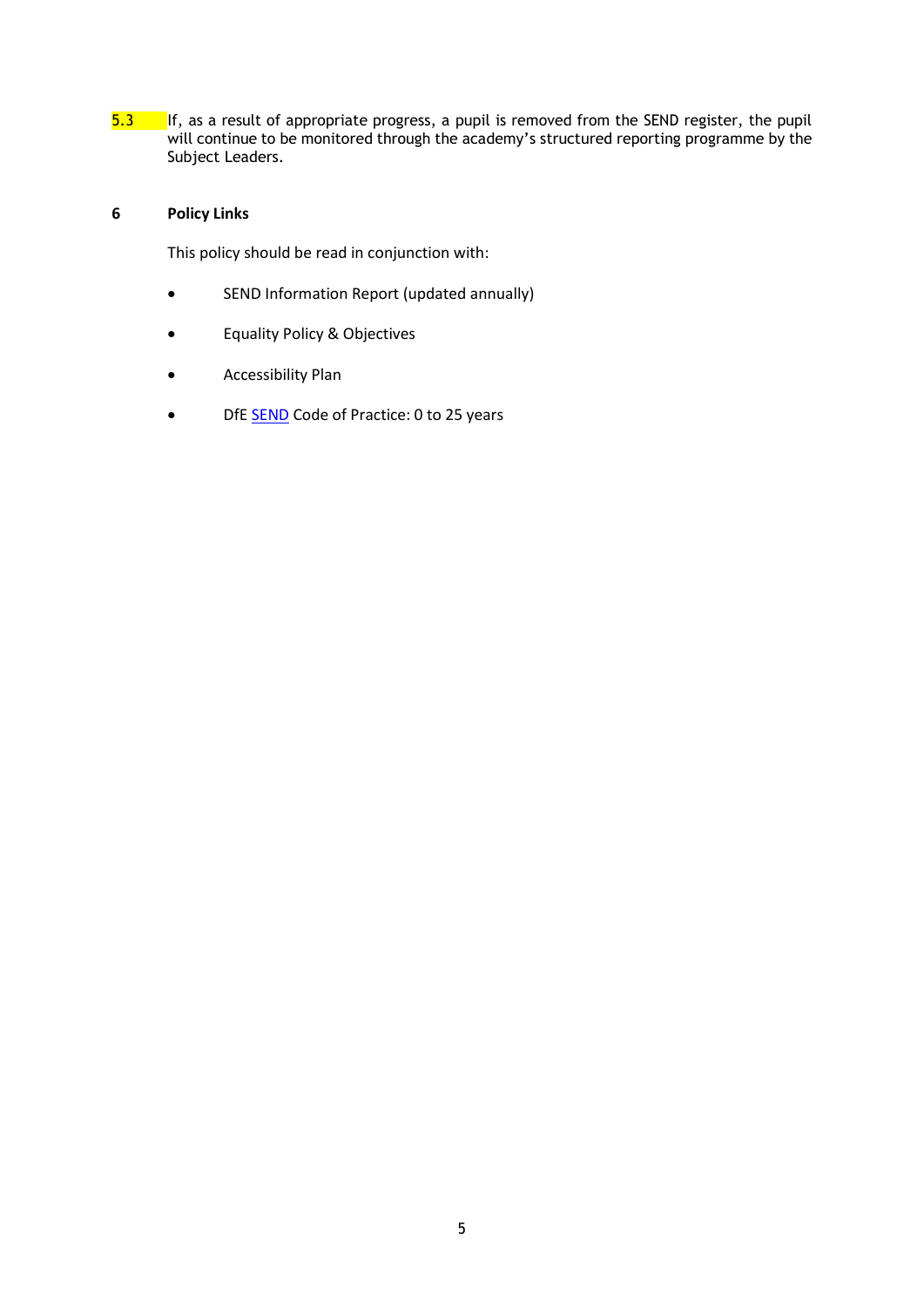5.3 If, as a result of appropriate progress, a pupil is removed from the SEND register, the pupil will continue to be monitored through the academy's structured reporting programme by the Subject Leaders.

## 6 Policy Links

This policy should be read in conjunction with:

- SEND Information Report (updated annually)
- Equality Policy & Objectives
- Accessibility Plan
- DfE SEND Code of Practice: 0 to 25 years